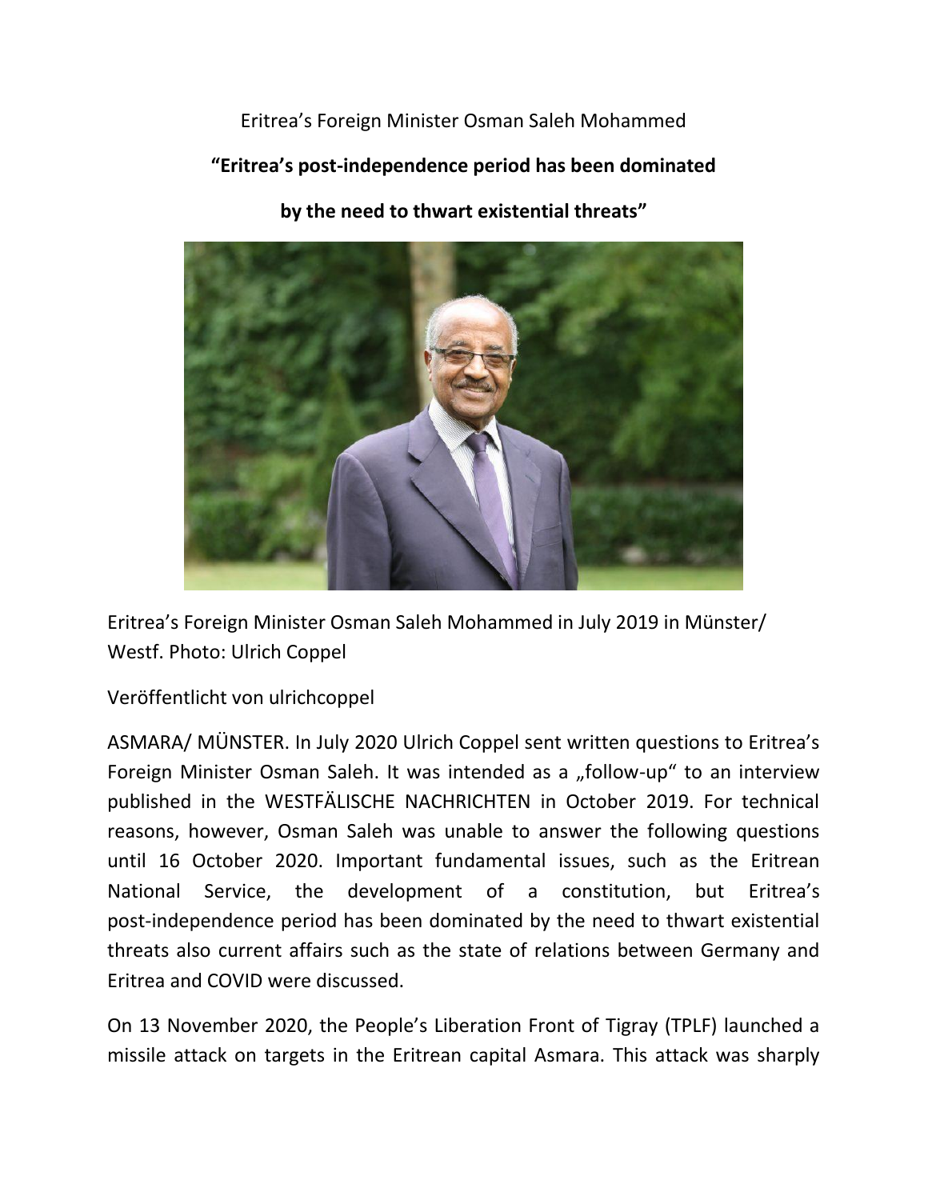Eritrea's Foreign Minister Osman Saleh Mohammed

**"Eritrea's post-independence period has been dominated by the need to thwart existential threats"**

Eritrea's Foreign Minister Osman Saleh Mohammed in July 2019 in Münster/ Westf. Photo: Ulrich Coppel

Veröffentlicht von ulrichcoppel

ASMARA/ MÜNSTER. In July 2020 Ulrich Coppel sent written questions to Eritrea's Foreign Minister Osman Saleh. It was intended as a „follow-up" to an interview published in the WESTFÄLISCHE NACHRICHTEN in October 2019. For technical reasons, however, Osman Saleh was unable to answer the following questions until 16 October 2020. Important fundamental issues, such as the Eritrean National Service, the development of a constitution, but Eritrea's post-independence period has been dominated by the need to thwart existential threats also current affairs such as the state of relations between Germany and Eritrea and COVID were discussed.

On 13 November 2020, the People's Liberation Front of Tigray (TPLF) launched a missile attack on targets in the Eritrean capital Asmara. This attack was sharply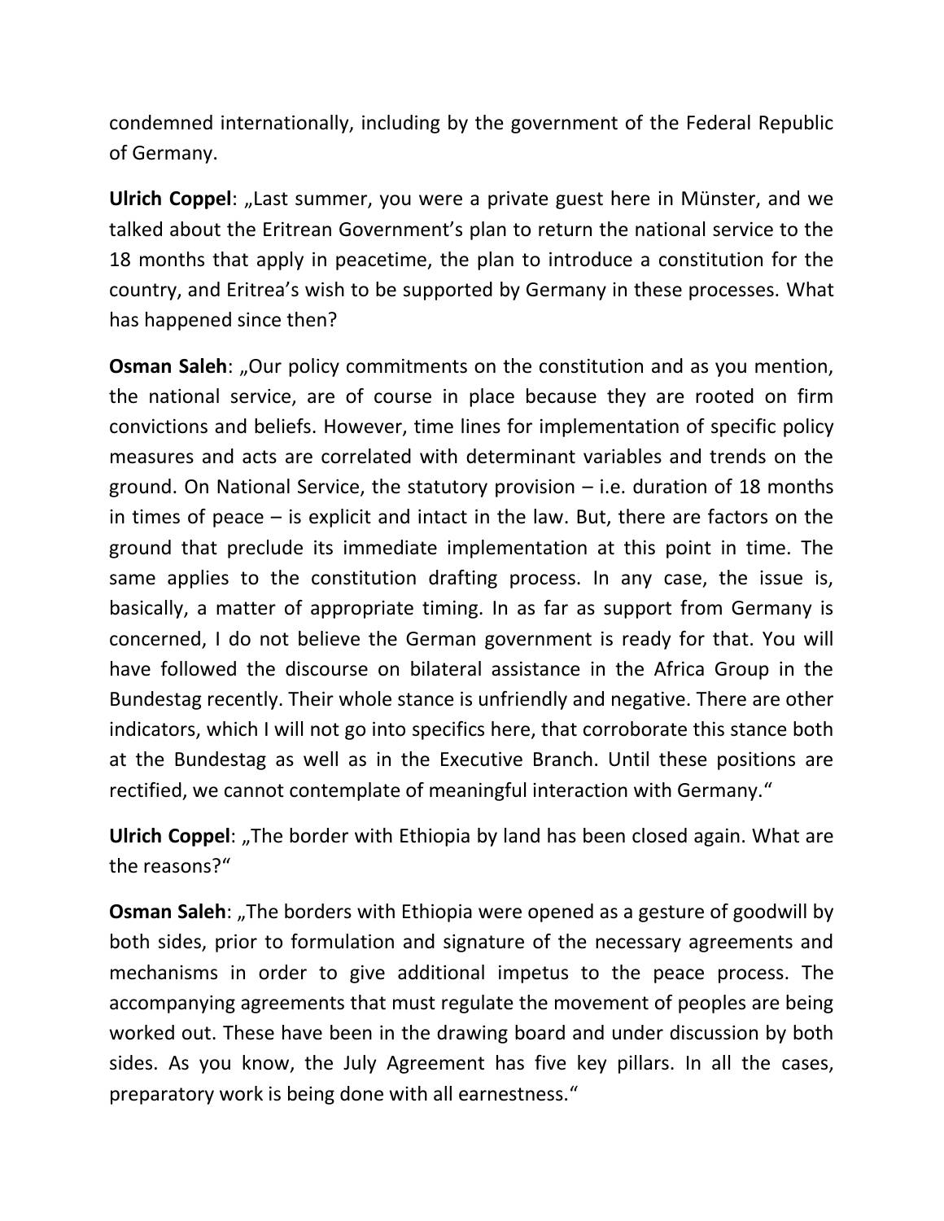condemned internationally, including by the government of the Federal Republic of Germany.

**Ulrich Coppel**: „Last summer, you were a private guest here in Münster, and we talked about the Eritrean Government's plan to return the national service to the 18 months that apply in peacetime, the plan to introduce a constitution for the country, and Eritrea's wish to be supported by Germany in these processes. What has happened since then?

**Osman Saleh**: „Our policy commitments on the constitution and as you mention, the national service, are of course in place because they are rooted on firm convictions and beliefs. However, time lines for implementation of specific policy measures and acts are correlated with determinant variables and trends on the ground. On National Service, the statutory provision – i.e. duration of 18 months in times of peace – is explicit and intact in the law. But, there are factors on the ground that preclude its immediate implementation at this point in time. The same applies to the constitution drafting process. In any case, the issue is, basically, a matter of appropriate timing. In as far as support from Germany is concerned, I do not believe the German government is ready for that. You will have followed the discourse on bilateral assistance in the Africa Group in the Bundestag recently. Their whole stance is unfriendly and negative. There are other indicators, which I will not go into specifics here, that corroborate this stance both at the Bundestag as well as in the Executive Branch. Until these positions are rectified, we cannot contemplate of meaningful interaction with Germany."

**Ulrich Coppel**: „The border with Ethiopia by land has been closed again. What are the reasons?"

**Osman Saleh**: „The borders with Ethiopia were opened as a gesture of goodwill by both sides, prior to formulation and signature of the necessary agreements and mechanisms in order to give additional impetus to the peace process. The accompanying agreements that must regulate the movement of peoples are being worked out. These have been in the drawing board and under discussion by both sides. As you know, the July Agreement has five key pillars. In all the cases, preparatory work is being done with all earnestness."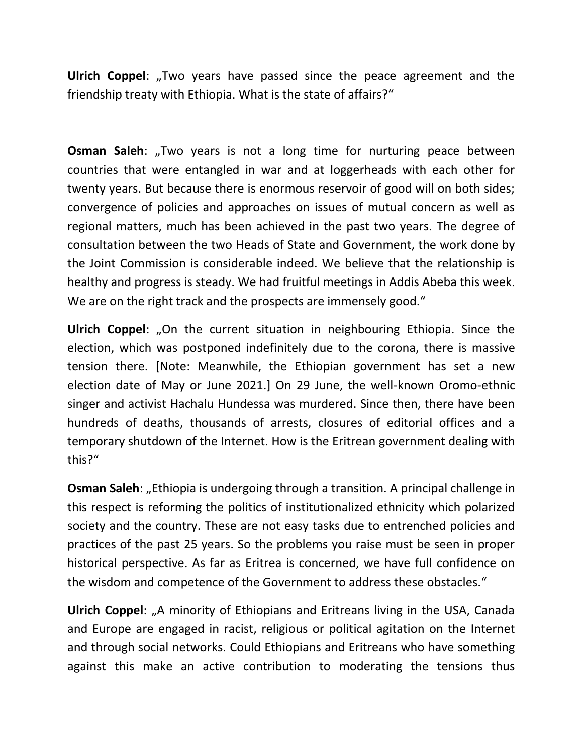**Ulrich Coppel**: „Two years have passed since the peace agreement and the friendship treaty with Ethiopia. What is the state of affairs?"

**Osman Saleh**: „Two years is not a long time for nurturing peace between countries that were entangled in war and at loggerheads with each other for twenty years. But because there is enormous reservoir of good will on both sides; convergence of policies and approaches on issues of mutual concern as well as regional matters, much has been achieved in the past two years. The degree of consultation between the two Heads of State and Government, the work done by the Joint Commission is considerable indeed. We believe that the relationship is healthy and progress is steady. We had fruitful meetings in Addis Abeba this week. We are on the right track and the prospects are immensely good."

**Ulrich Coppel**: „On the current situation in neighbouring Ethiopia. Since the election, which was postponed indefinitely due to the corona, there is massive tension there. [Note: Meanwhile, the Ethiopian government has set a new election date of May or June 2021.] On 29 June, the well-known Oromo-ethnic singer and activist Hachalu Hundessa was murdered. Since then, there have been hundreds of deaths, thousands of arrests, closures of editorial offices and a temporary shutdown of the Internet. How is the Eritrean government dealing with this?"

**Osman Saleh**: „Ethiopia is undergoing through a transition. A principal challenge in this respect is reforming the politics of institutionalized ethnicity which polarized society and the country. These are not easy tasks due to entrenched policies and practices of the past 25 years. So the problems you raise must be seen in proper historical perspective. As far as Eritrea is concerned, we have full confidence on the wisdom and competence of the Government to address these obstacles."

**Ulrich Coppel**: „A minority of Ethiopians and Eritreans living in the USA, Canada and Europe are engaged in racist, religious or political agitation on the Internet and through social networks. Could Ethiopians and Eritreans who have something against this make an active contribution to moderating the tensions thus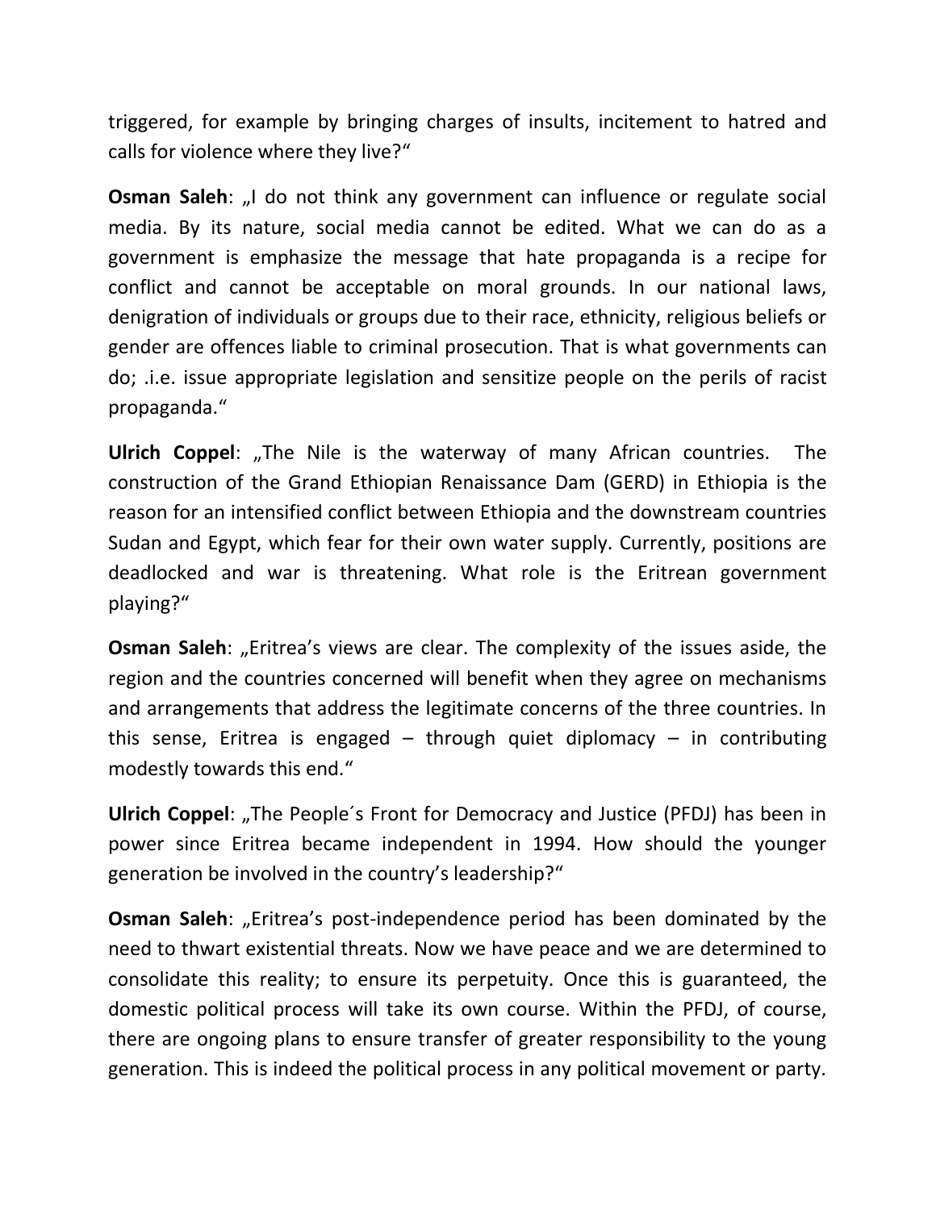triggered, for example by bringing charges of insults, incitement to hatred and calls for violence where they live?"

**Osman Saleh**: „I do not think any government can influence or regulate social media. By its nature, social media cannot be edited. What we can do as a government is emphasize the message that hate propaganda is a recipe for conflict and cannot be acceptable on moral grounds. In our national laws, denigration of individuals or groups due to their race, ethnicity, religious beliefs or gender are offences liable to criminal prosecution. That is what governments can do; .i.e. issue appropriate legislation and sensitize people on the perils of racist propaganda."

**Ulrich Coppel**: „The Nile is the waterway of many African countries. The construction of the Grand Ethiopian Renaissance Dam (GERD) in Ethiopia is the reason for an intensified conflict between Ethiopia and the downstream countries Sudan and Egypt, which fear for their own water supply. Currently, positions are deadlocked and war is threatening. What role is the Eritrean government playing?"

**Osman Saleh**: „Eritrea's views are clear. The complexity of the issues aside, the region and the countries concerned will benefit when they agree on mechanisms and arrangements that address the legitimate concerns of the three countries. In this sense, Eritrea is engaged – through quiet diplomacy – in contributing modestly towards this end."

**Ulrich Coppel**: „The People´s Front for Democracy and Justice (PFDJ) has been in power since Eritrea became independent in 1994. How should the younger generation be involved in the country's leadership?"

**Osman Saleh**: „Eritrea's post-independence period has been dominated by the need to thwart existential threats. Now we have peace and we are determined to consolidate this reality; to ensure its perpetuity. Once this is guaranteed, the domestic political process will take its own course. Within the PFDJ, of course, there are ongoing plans to ensure transfer of greater responsibility to the young generation. This is indeed the political process in any political movement or party.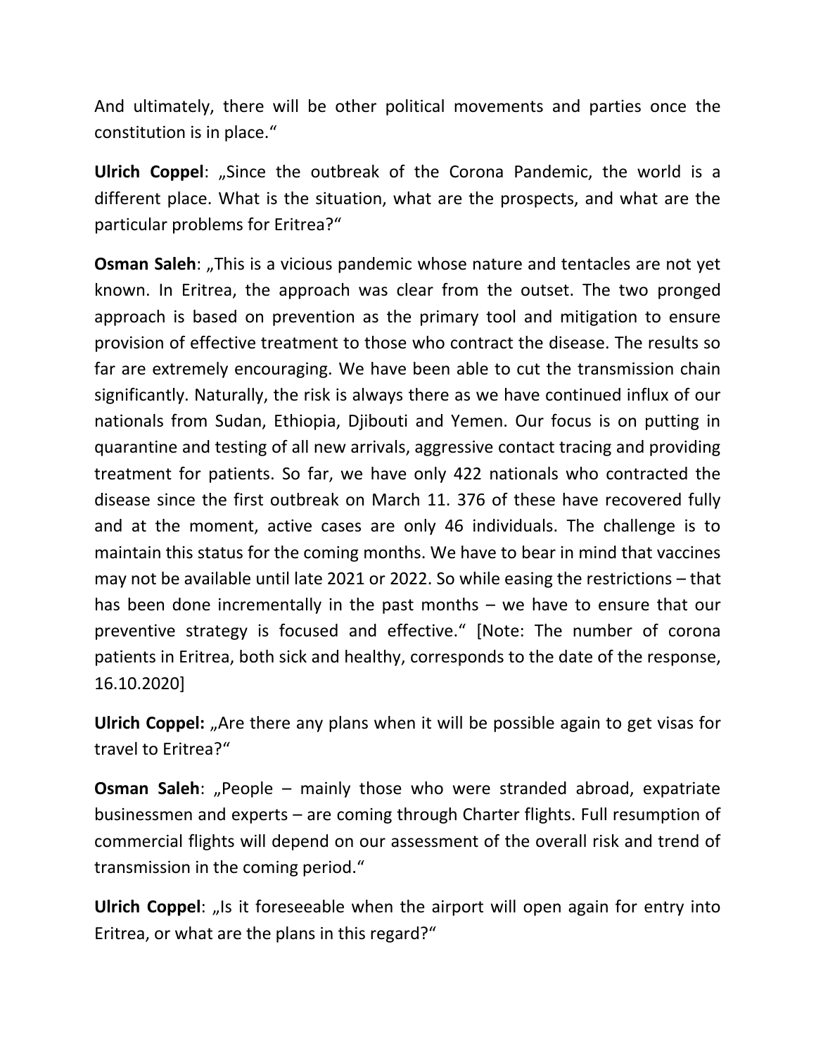And ultimately, there will be other political movements and parties once the constitution is in place."

**Ulrich Coppel**: „Since the outbreak of the Corona Pandemic, the world is a different place. What is the situation, what are the prospects, and what are the particular problems for Eritrea?"

**Osman Saleh**: „This is a vicious pandemic whose nature and tentacles are not yet known. In Eritrea, the approach was clear from the outset. The two pronged approach is based on prevention as the primary tool and mitigation to ensure provision of effective treatment to those who contract the disease. The results so far are extremely encouraging. We have been able to cut the transmission chain significantly. Naturally, the risk is always there as we have continued influx of our nationals from Sudan, Ethiopia, Djibouti and Yemen. Our focus is on putting in quarantine and testing of all new arrivals, aggressive contact tracing and providing treatment for patients. So far, we have only 422 nationals who contracted the disease since the first outbreak on March 11. 376 of these have recovered fully and at the moment, active cases are only 46 individuals. The challenge is to maintain this status for the coming months. We have to bear in mind that vaccines may not be available until late 2021 or 2022. So while easing the restrictions – that has been done incrementally in the past months – we have to ensure that our preventive strategy is focused and effective." [Note: The number of corona patients in Eritrea, both sick and healthy, corresponds to the date of the response, 16.10.2020]

**Ulrich Coppel:** „Are there any plans when it will be possible again to get visas for travel to Eritrea?"

**Osman Saleh**: „People – mainly those who were stranded abroad, expatriate businessmen and experts – are coming through Charter flights. Full resumption of commercial flights will depend on our assessment of the overall risk and trend of transmission in the coming period."

**Ulrich Coppel**: „Is it foreseeable when the airport will open again for entry into Eritrea, or what are the plans in this regard?"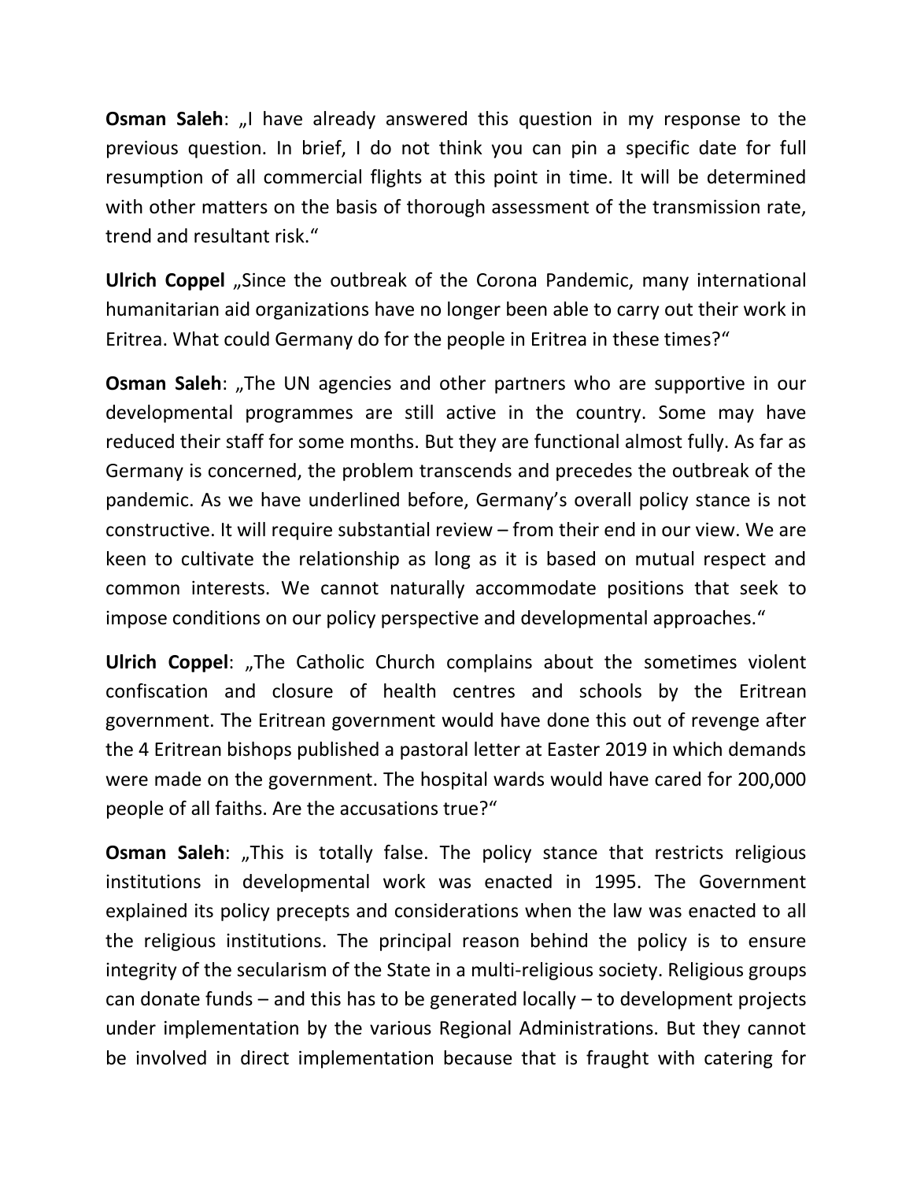**Osman Saleh**: „I have already answered this question in my response to the previous question. In brief, I do not think you can pin a specific date for full resumption of all commercial flights at this point in time. It will be determined with other matters on the basis of thorough assessment of the transmission rate, trend and resultant risk."

**Ulrich Coppel** „Since the outbreak of the Corona Pandemic, many international humanitarian aid organizations have no longer been able to carry out their work in Eritrea. What could Germany do for the people in Eritrea in these times?"

**Osman Saleh**: „The UN agencies and other partners who are supportive in our developmental programmes are still active in the country. Some may have reduced their staff for some months. But they are functional almost fully. As far as Germany is concerned, the problem transcends and precedes the outbreak of the pandemic. As we have underlined before, Germany's overall policy stance is not constructive. It will require substantial review – from their end in our view. We are keen to cultivate the relationship as long as it is based on mutual respect and common interests. We cannot naturally accommodate positions that seek to impose conditions on our policy perspective and developmental approaches."

**Ulrich Coppel**: „The Catholic Church complains about the sometimes violent confiscation and closure of health centres and schools by the Eritrean government. The Eritrean government would have done this out of revenge after the 4 Eritrean bishops published a pastoral letter at Easter 2019 in which demands were made on the government. The hospital wards would have cared for 200,000 people of all faiths. Are the accusations true?"

**Osman Saleh**: „This is totally false. The policy stance that restricts religious institutions in developmental work was enacted in 1995. The Government explained its policy precepts and considerations when the law was enacted to all the religious institutions. The principal reason behind the policy is to ensure integrity of the secularism of the State in a multi-religious society. Religious groups can donate funds – and this has to be generated locally – to development projects under implementation by the various Regional Administrations. But they cannot be involved in direct implementation because that is fraught with catering for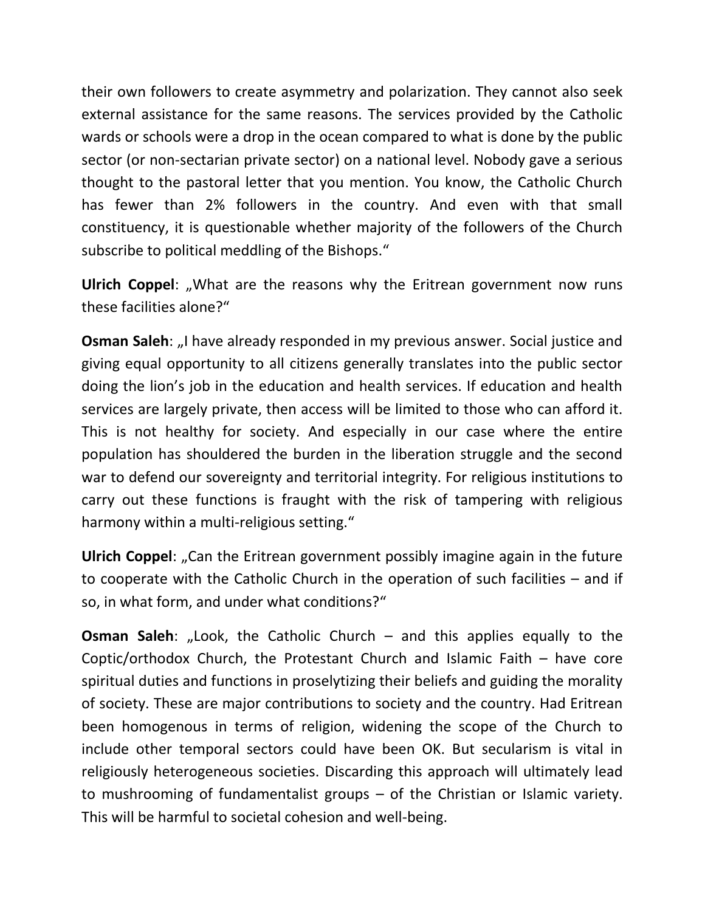their own followers to create asymmetry and polarization. They cannot also seek external assistance for the same reasons. The services provided by the Catholic wards or schools were a drop in the ocean compared to what is done by the public sector (or non-sectarian private sector) on a national level. Nobody gave a serious thought to the pastoral letter that you mention. You know, the Catholic Church has fewer than 2% followers in the country. And even with that small constituency, it is questionable whether majority of the followers of the Church subscribe to political meddling of the Bishops."

**Ulrich Coppel**: „What are the reasons why the Eritrean government now runs these facilities alone?"

**Osman Saleh**: „I have already responded in my previous answer. Social justice and giving equal opportunity to all citizens generally translates into the public sector doing the lion's job in the education and health services. If education and health services are largely private, then access will be limited to those who can afford it. This is not healthy for society. And especially in our case where the entire population has shouldered the burden in the liberation struggle and the second war to defend our sovereignty and territorial integrity. For religious institutions to carry out these functions is fraught with the risk of tampering with religious harmony within a multi-religious setting."

**Ulrich Coppel**: „Can the Eritrean government possibly imagine again in the future to cooperate with the Catholic Church in the operation of such facilities – and if so, in what form, and under what conditions?"

**Osman Saleh**: „Look, the Catholic Church – and this applies equally to the Coptic/orthodox Church, the Protestant Church and Islamic Faith – have core spiritual duties and functions in proselytizing their beliefs and guiding the morality of society. These are major contributions to society and the country. Had Eritrean been homogenous in terms of religion, widening the scope of the Church to include other temporal sectors could have been OK. But secularism is vital in religiously heterogeneous societies. Discarding this approach will ultimately lead to mushrooming of fundamentalist groups – of the Christian or Islamic variety. This will be harmful to societal cohesion and well-being.